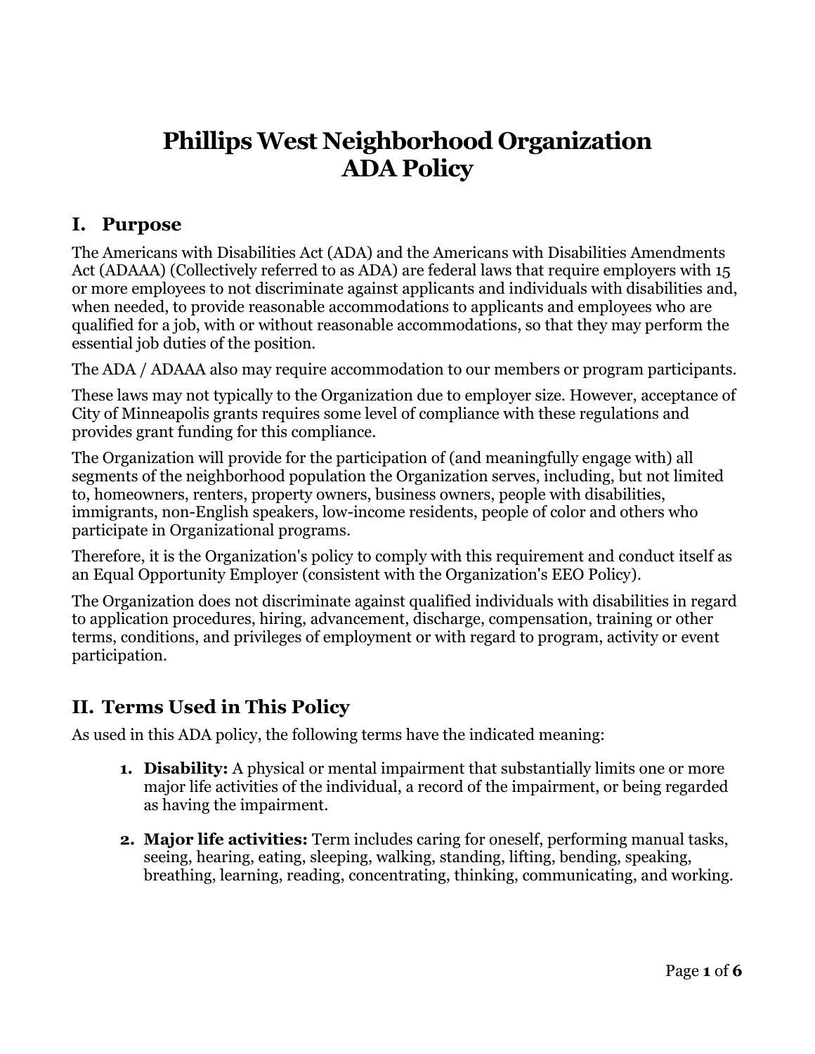# Phillips West Neighborhood Organization
# ADA Policy

## I. Purpose

The Americans with Disabilities Act (ADA) and the Americans with Disabilities Amendments Act (ADAAA) (Collectively referred to as ADA) are federal laws that require employers with 15 or more employees to not discriminate against applicants and individuals with disabilities and, when needed, to provide reasonable accommodations to applicants and employees who are qualified for a job, with or without reasonable accommodations, so that they may perform the essential job duties of the position.

The ADA / ADAAA also may require accommodation to our members or program participants.

These laws may not typically to the Organization due to employer size. However, acceptance of City of Minneapolis grants requires some level of compliance with these regulations and provides grant funding for this compliance.

The Organization will provide for the participation of (and meaningfully engage with) all segments of the neighborhood population the Organization serves, including, but not limited to, homeowners, renters, property owners, business owners, people with disabilities, immigrants, non-English speakers, low-income residents, people of color and others who participate in Organizational programs.

Therefore, it is the Organization's policy to comply with this requirement and conduct itself as an Equal Opportunity Employer (consistent with the Organization's EEO Policy).

The Organization does not discriminate against qualified individuals with disabilities in regard to application procedures, hiring, advancement, discharge, compensation, training or other terms, conditions, and privileges of employment or with regard to program, activity or event participation.

## II. Terms Used in This Policy

As used in this ADA policy, the following terms have the indicated meaning:

1. **Disability:** A physical or mental impairment that substantially limits one or more major life activities of the individual, a record of the impairment, or being regarded as having the impairment.

2. **Major life activities:** Term includes caring for oneself, performing manual tasks, seeing, hearing, eating, sleeping, walking, standing, lifting, bending, speaking, breathing, learning, reading, concentrating, thinking, communicating, and working.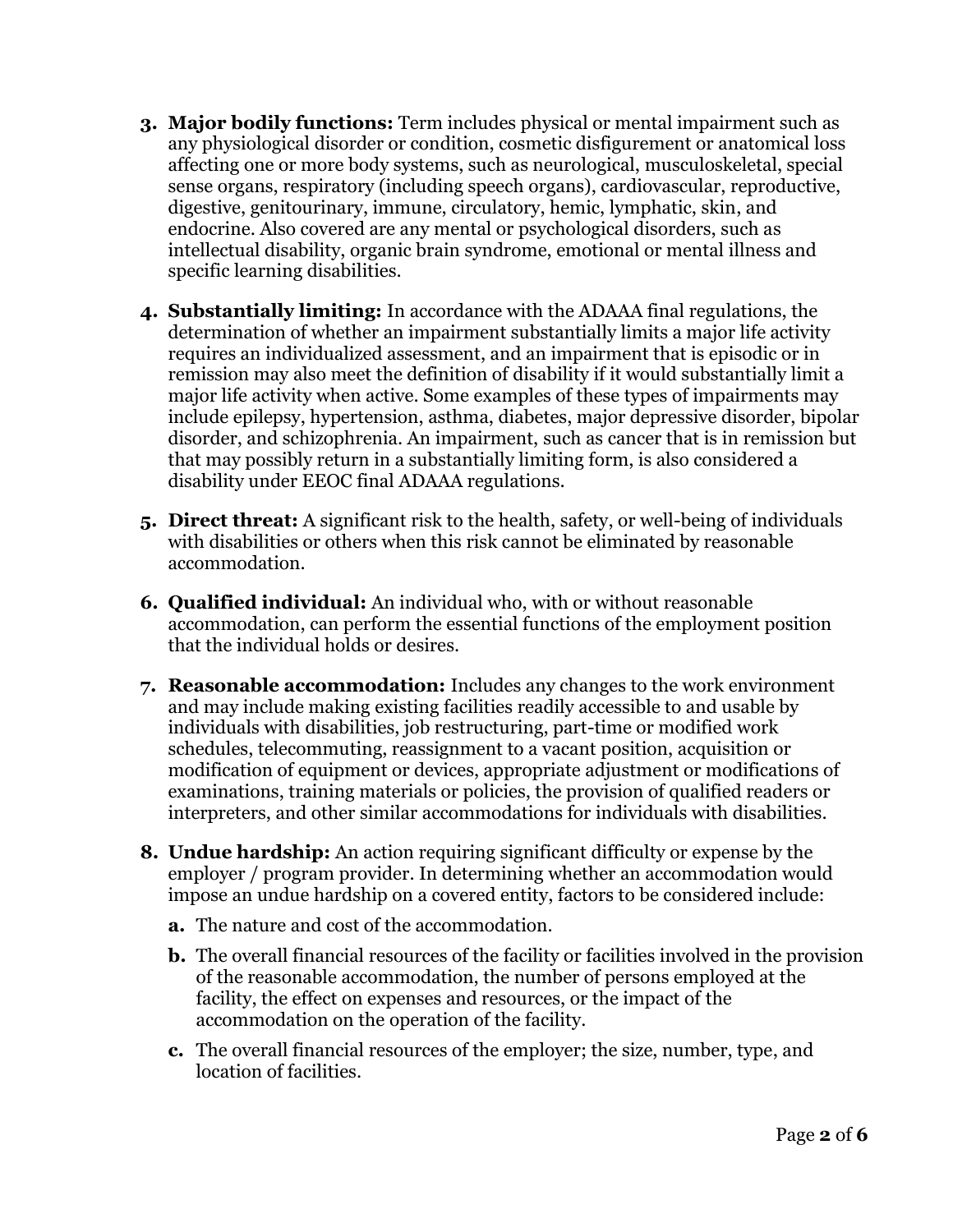3. **Major bodily functions:** Term includes physical or mental impairment such as any physiological disorder or condition, cosmetic disfigurement or anatomical loss affecting one or more body systems, such as neurological, musculoskeletal, special sense organs, respiratory (including speech organs), cardiovascular, reproductive, digestive, genitourinary, immune, circulatory, hemic, lymphatic, skin, and endocrine. Also covered are any mental or psychological disorders, such as intellectual disability, organic brain syndrome, emotional or mental illness and specific learning disabilities.

4. **Substantially limiting:** In accordance with the ADAAA final regulations, the determination of whether an impairment substantially limits a major life activity requires an individualized assessment, and an impairment that is episodic or in remission may also meet the definition of disability if it would substantially limit a major life activity when active. Some examples of these types of impairments may include epilepsy, hypertension, asthma, diabetes, major depressive disorder, bipolar disorder, and schizophrenia. An impairment, such as cancer that is in remission but that may possibly return in a substantially limiting form, is also considered a disability under EEOC final ADAAA regulations.

5. **Direct threat:** A significant risk to the health, safety, or well-being of individuals with disabilities or others when this risk cannot be eliminated by reasonable accommodation.

6. **Qualified individual:** An individual who, with or without reasonable accommodation, can perform the essential functions of the employment position that the individual holds or desires.

7. **Reasonable accommodation:** Includes any changes to the work environment and may include making existing facilities readily accessible to and usable by individuals with disabilities, job restructuring, part-time or modified work schedules, telecommuting, reassignment to a vacant position, acquisition or modification of equipment or devices, appropriate adjustment or modifications of examinations, training materials or policies, the provision of qualified readers or interpreters, and other similar accommodations for individuals with disabilities.

8. **Undue hardship:** An action requiring significant difficulty or expense by the employer / program provider. In determining whether an accommodation would impose an undue hardship on a covered entity, factors to be considered include:
   a. The nature and cost of the accommodation.
   b. The overall financial resources of the facility or facilities involved in the provision of the reasonable accommodation, the number of persons employed at the facility, the effect on expenses and resources, or the impact of the accommodation on the operation of the facility.
   c. The overall financial resources of the employer; the size, number, type, and location of facilities.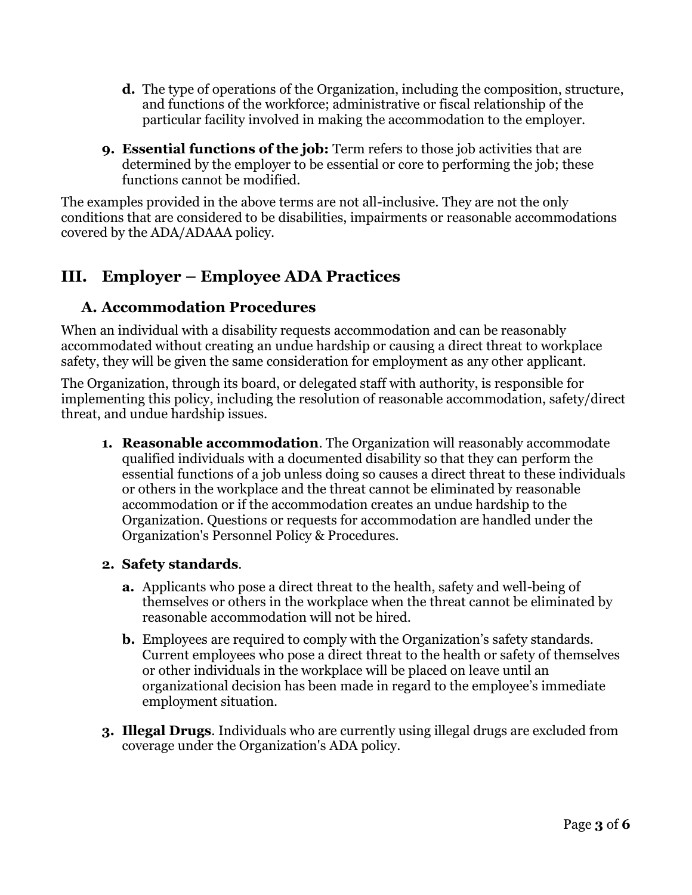d. The type of operations of the Organization, including the composition, structure, and functions of the workforce; administrative or fiscal relationship of the particular facility involved in making the accommodation to the employer.

9. **Essential functions of the job:** Term refers to those job activities that are determined by the employer to be essential or core to performing the job; these functions cannot be modified.

The examples provided in the above terms are not all-inclusive. They are not the only conditions that are considered to be disabilities, impairments or reasonable accommodations covered by the ADA/ADAAA policy.

## III. Employer – Employee ADA Practices

### A. Accommodation Procedures

When an individual with a disability requests accommodation and can be reasonably accommodated without creating an undue hardship or causing a direct threat to workplace safety, they will be given the same consideration for employment as any other applicant.

The Organization, through its board, or delegated staff with authority, is responsible for implementing this policy, including the resolution of reasonable accommodation, safety/direct threat, and undue hardship issues.

1. **Reasonable accommodation**. The Organization will reasonably accommodate qualified individuals with a documented disability so that they can perform the essential functions of a job unless doing so causes a direct threat to these individuals or others in the workplace and the threat cannot be eliminated by reasonable accommodation or if the accommodation creates an undue hardship to the Organization. Questions or requests for accommodation are handled under the Organization's Personnel Policy & Procedures.

2. **Safety standards**.

   a. Applicants who pose a direct threat to the health, safety and well-being of themselves or others in the workplace when the threat cannot be eliminated by reasonable accommodation will not be hired.

   b. Employees are required to comply with the Organization's safety standards. Current employees who pose a direct threat to the health or safety of themselves or other individuals in the workplace will be placed on leave until an organizational decision has been made in regard to the employee's immediate employment situation.

3. **Illegal Drugs**. Individuals who are currently using illegal drugs are excluded from coverage under the Organization's ADA policy.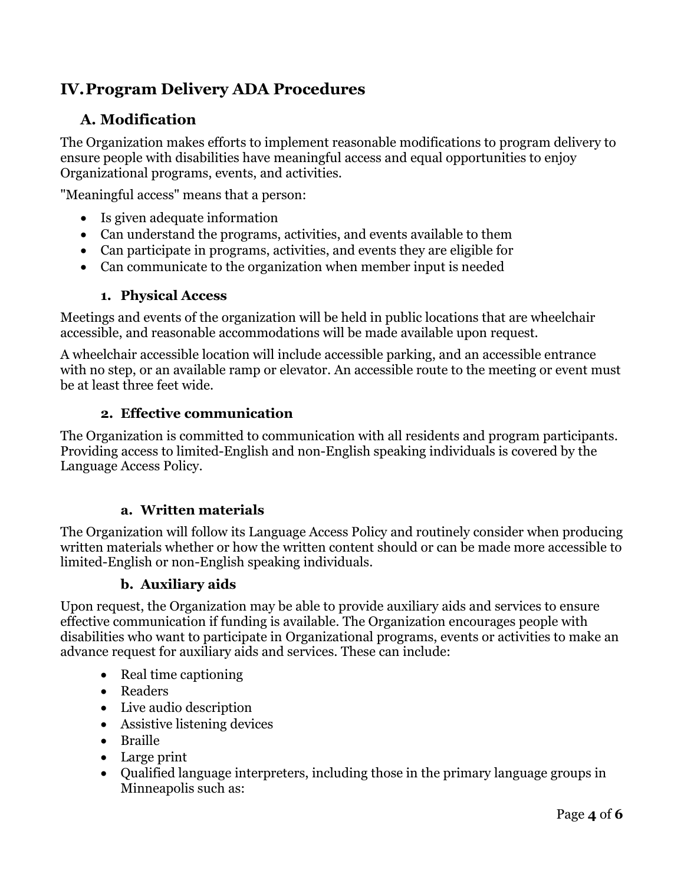# IV. Program Delivery ADA Procedures

## A. Modification

The Organization makes efforts to implement reasonable modifications to program delivery to ensure people with disabilities have meaningful access and equal opportunities to enjoy Organizational programs, events, and activities.

"Meaningful access" means that a person:

- Is given adequate information
- Can understand the programs, activities, and events available to them
- Can participate in programs, activities, and events they are eligible for
- Can communicate to the organization when member input is needed

### 1. Physical Access

Meetings and events of the organization will be held in public locations that are wheelchair accessible, and reasonable accommodations will be made available upon request.

A wheelchair accessible location will include accessible parking, and an accessible entrance with no step, or an available ramp or elevator. An accessible route to the meeting or event must be at least three feet wide.

### 2. Effective communication

The Organization is committed to communication with all residents and program participants. Providing access to limited-English and non-English speaking individuals is covered by the Language Access Policy.

#### a. Written materials

The Organization will follow its Language Access Policy and routinely consider when producing written materials whether or how the written content should or can be made more accessible to limited-English or non-English speaking individuals.

#### b. Auxiliary aids

Upon request, the Organization may be able to provide auxiliary aids and services to ensure effective communication if funding is available. The Organization encourages people with disabilities who want to participate in Organizational programs, events or activities to make an advance request for auxiliary aids and services. These can include:

- Real time captioning
- Readers
- Live audio description
- Assistive listening devices
- Braille
- Large print
- Qualified language interpreters, including those in the primary language groups in Minneapolis such as: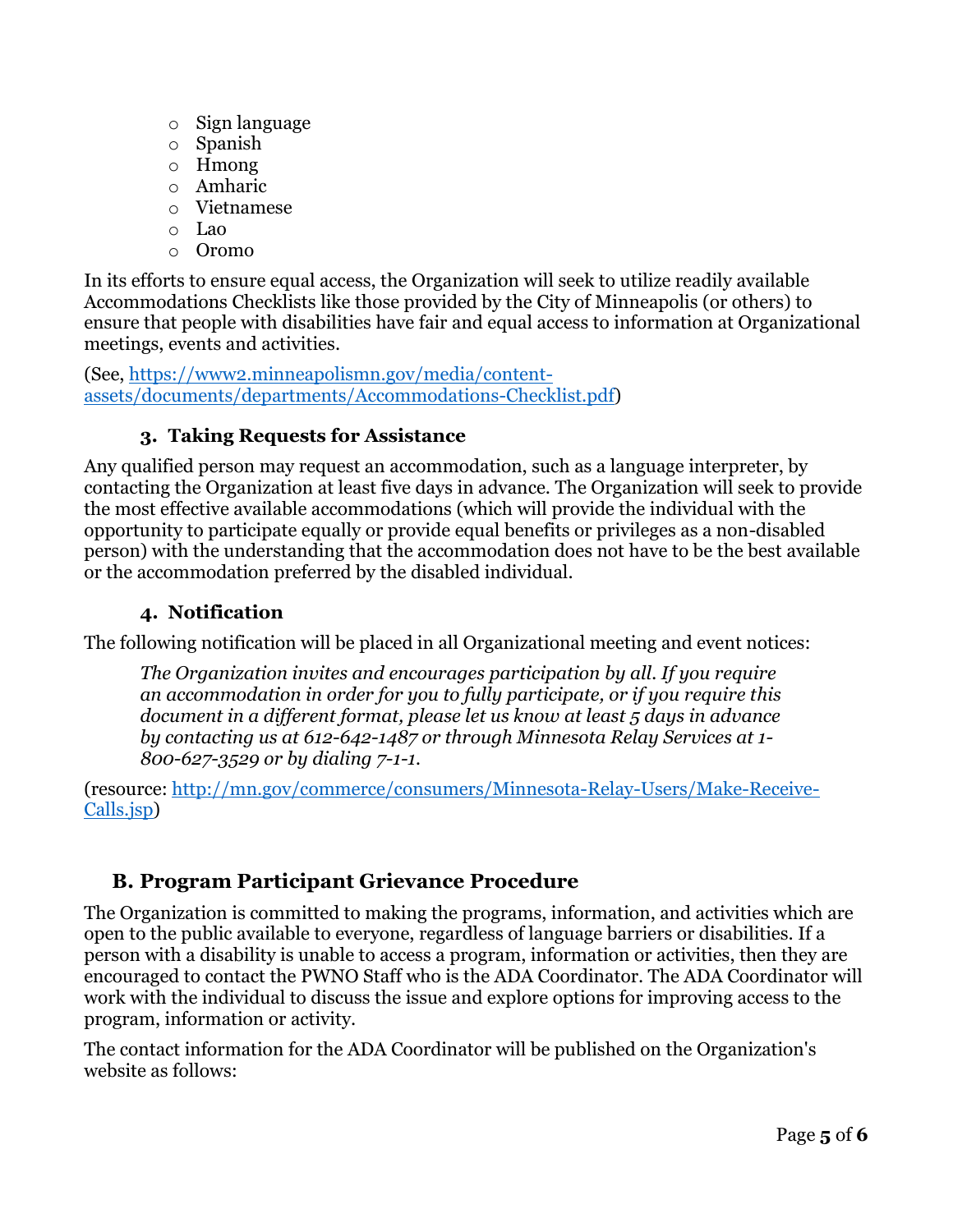- Sign language
- Spanish
- Hmong
- Amharic
- Vietnamese
- Lao
- Oromo

In its efforts to ensure equal access, the Organization will seek to utilize readily available Accommodations Checklists like those provided by the City of Minneapolis (or others) to ensure that people with disabilities have fair and equal access to information at Organizational meetings, events and activities.

(See, [https://www2.minneapolismn.gov/media/content-assets/documents/departments/Accommodations-Checklist.pdf](https://www2.minneapolismn.gov/media/content-assets/documents/departments/Accommodations-Checklist.pdf))

### 3. Taking Requests for Assistance

Any qualified person may request an accommodation, such as a language interpreter, by contacting the Organization at least five days in advance. The Organization will seek to provide the most effective available accommodations (which will provide the individual with the opportunity to participate equally or provide equal benefits or privileges as a non-disabled person) with the understanding that the accommodation does not have to be the best available or the accommodation preferred by the disabled individual.

### 4. Notification

The following notification will be placed in all Organizational meeting and event notices:

> *The Organization invites and encourages participation by all. If you require an accommodation in order for you to fully participate, or if you require this document in a different format, please let us know at least 5 days in advance by contacting us at 612-642-1487 or through Minnesota Relay Services at 1-800-627-3529 or by dialing 7-1-1.*

(resource: [http://mn.gov/commerce/consumers/Minnesota-Relay-Users/Make-Receive-Calls.jsp](http://mn.gov/commerce/consumers/Minnesota-Relay-Users/Make-Receive-Calls.jsp))

## B. Program Participant Grievance Procedure

The Organization is committed to making the programs, information, and activities which are open to the public available to everyone, regardless of language barriers or disabilities. If a person with a disability is unable to access a program, information or activities, then they are encouraged to contact the PWNO Staff who is the ADA Coordinator. The ADA Coordinator will work with the individual to discuss the issue and explore options for improving access to the program, information or activity.

The contact information for the ADA Coordinator will be published on the Organization's website as follows: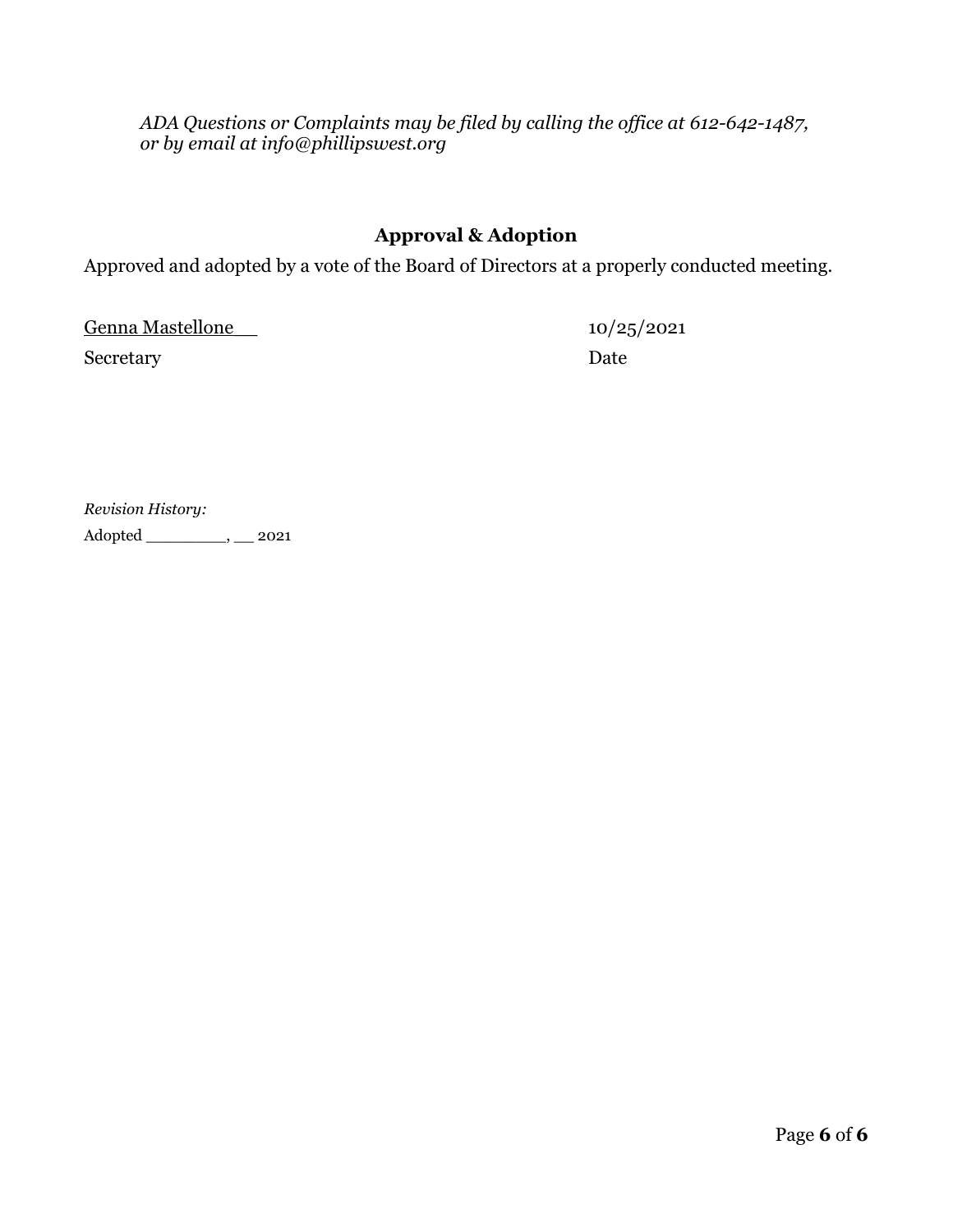*ADA Questions or Complaints may be filed by calling the office at 612-642-1487, or by email at info@phillipswest.org*

## Approval & Adoption

Approved and adopted by a vote of the Board of Directors at a properly conducted meeting.

| | |
|---|---|
| Genna Mastellone | 10/25/2021 |
| Secretary | Date |

*Revision History:*

Adopted ________, __ 2021